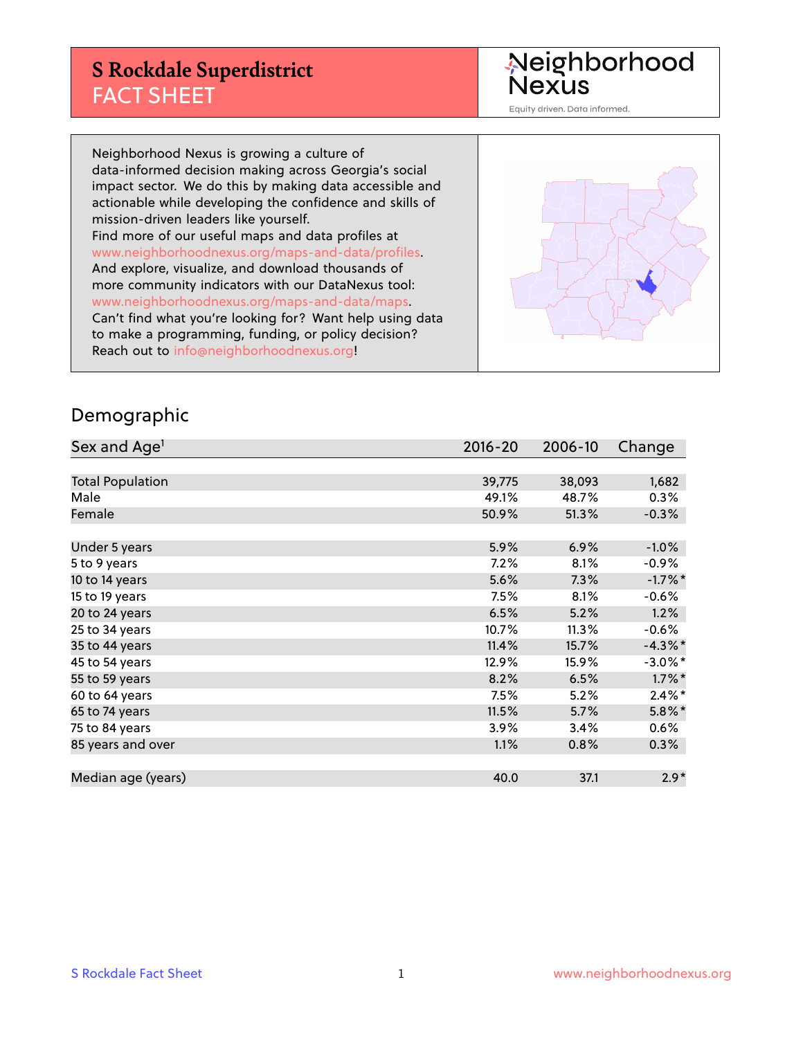# S Rockdale Superdistrict
## FACT SHEET

Neighborhood Nexus
Equity driven. Data informed.

Neighborhood Nexus is growing a culture of data-informed decision making across Georgia's social impact sector. We do this by making data accessible and actionable while developing the confidence and skills of mission-driven leaders like yourself.
Find more of our useful maps and data profiles at www.neighborhoodnexus.org/maps-and-data/profiles.
And explore, visualize, and download thousands of more community indicators with our DataNexus tool: www.neighborhoodnexus.org/maps-and-data/maps.
Can't find what you're looking for? Want help using data to make a programming, funding, or policy decision?
Reach out to info@neighborhoodnexus.org!

## Demographic

| Sex and Age[1] | 2016-20 | 2006-10 | Change |
|---|---|---|---|
| Total Population | 39,775 | 38,093 | 1,682 |
| Male | 49.1% | 48.7% | 0.3% |
| Female | 50.9% | 51.3% | -0.3% |
| | | | |
| Under 5 years | 5.9% | 6.9% | -1.0% |
| 5 to 9 years | 7.2% | 8.1% | -0.9% |
| 10 to 14 years | 5.6% | 7.3% | -1.7%* |
| 15 to 19 years | 7.5% | 8.1% | -0.6% |
| 20 to 24 years | 6.5% | 5.2% | 1.2% |
| 25 to 34 years | 10.7% | 11.3% | -0.6% |
| 35 to 44 years | 11.4% | 15.7% | -4.3%* |
| 45 to 54 years | 12.9% | 15.9% | -3.0%* |
| 55 to 59 years | 8.2% | 6.5% | 1.7%* |
| 60 to 64 years | 7.5% | 5.2% | 2.4%* |
| 65 to 74 years | 11.5% | 5.7% | 5.8%* |
| 75 to 84 years | 3.9% | 3.4% | 0.6% |
| 85 years and over | 1.1% | 0.8% | 0.3% |
| | | | |
| Median age (years) | 40.0 | 37.1 | 2.9* |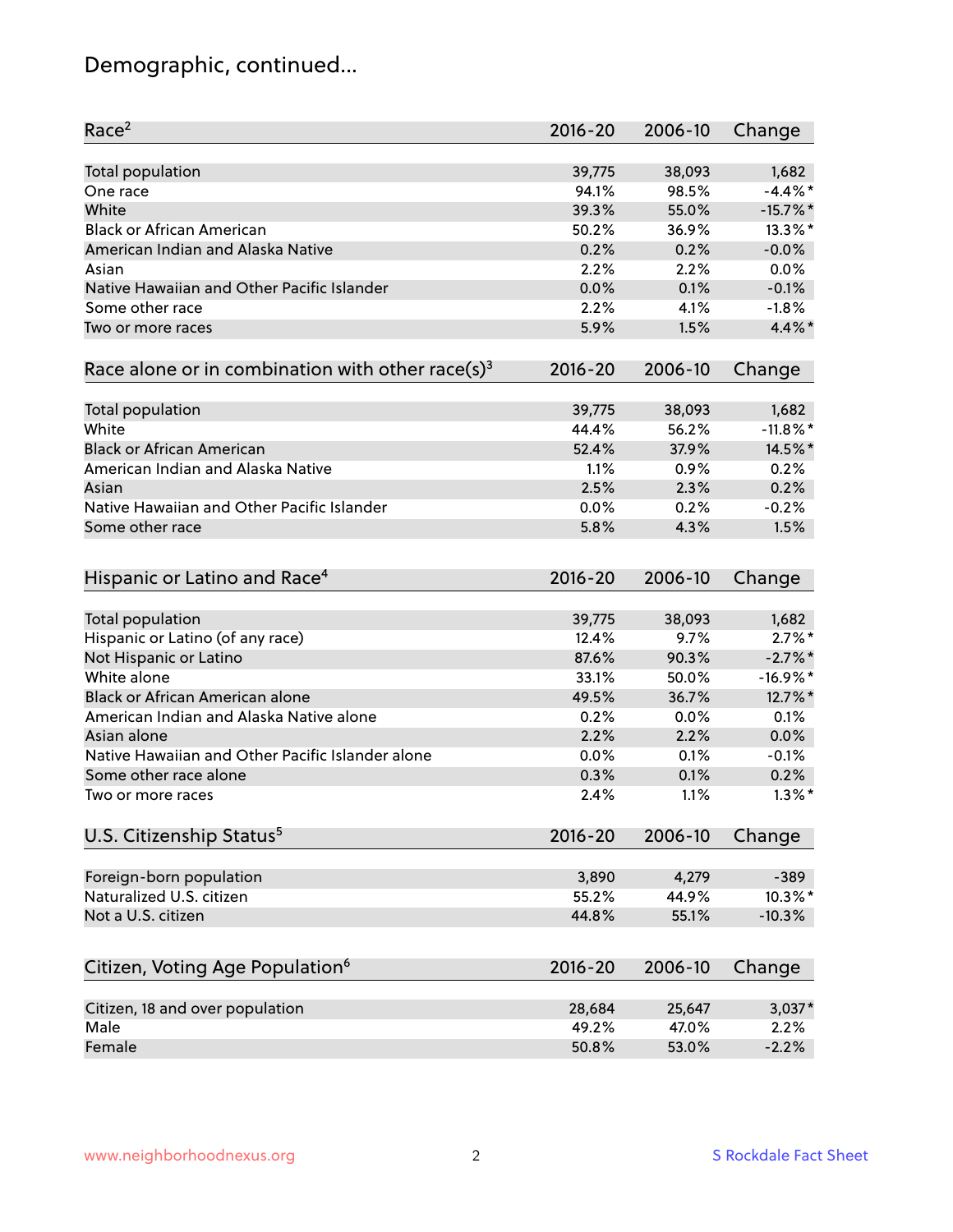# Demographic, continued...

| Race[2] | 2016-20 | 2006-10 | Change |
| --- | --- | --- | --- |
| Total population | 39,775 | 38,093 | 1,682 |
| One race | 94.1% | 98.5% | -4.4%* |
| White | 39.3% | 55.0% | -15.7%* |
| Black or African American | 50.2% | 36.9% | 13.3%* |
| American Indian and Alaska Native | 0.2% | 0.2% | -0.0% |
| Asian | 2.2% | 2.2% | 0.0% |
| Native Hawaiian and Other Pacific Islander | 0.0% | 0.1% | -0.1% |
| Some other race | 2.2% | 4.1% | -1.8% |
| Two or more races | 5.9% | 1.5% | 4.4%* |

| Race alone or in combination with other race(s)[3] | 2016-20 | 2006-10 | Change |
| --- | --- | --- | --- |
| Total population | 39,775 | 38,093 | 1,682 |
| White | 44.4% | 56.2% | -11.8%* |
| Black or African American | 52.4% | 37.9% | 14.5%* |
| American Indian and Alaska Native | 1.1% | 0.9% | 0.2% |
| Asian | 2.5% | 2.3% | 0.2% |
| Native Hawaiian and Other Pacific Islander | 0.0% | 0.2% | -0.2% |
| Some other race | 5.8% | 4.3% | 1.5% |

| Hispanic or Latino and Race[4] | 2016-20 | 2006-10 | Change |
| --- | --- | --- | --- |
| Total population | 39,775 | 38,093 | 1,682 |
| Hispanic or Latino (of any race) | 12.4% | 9.7% | 2.7%* |
| Not Hispanic or Latino | 87.6% | 90.3% | -2.7%* |
| White alone | 33.1% | 50.0% | -16.9%* |
| Black or African American alone | 49.5% | 36.7% | 12.7%* |
| American Indian and Alaska Native alone | 0.2% | 0.0% | 0.1% |
| Asian alone | 2.2% | 2.2% | 0.0% |
| Native Hawaiian and Other Pacific Islander alone | 0.0% | 0.1% | -0.1% |
| Some other race alone | 0.3% | 0.1% | 0.2% |
| Two or more races | 2.4% | 1.1% | 1.3%* |

| U.S. Citizenship Status[5] | 2016-20 | 2006-10 | Change |
| --- | --- | --- | --- |
| Foreign-born population | 3,890 | 4,279 | -389 |
| Naturalized U.S. citizen | 55.2% | 44.9% | 10.3%* |
| Not a U.S. citizen | 44.8% | 55.1% | -10.3% |

| Citizen, Voting Age Population[6] | 2016-20 | 2006-10 | Change |
| --- | --- | --- | --- |
| Citizen, 18 and over population | 28,684 | 25,647 | 3,037* |
| Male | 49.2% | 47.0% | 2.2% |
| Female | 50.8% | 53.0% | -2.2% |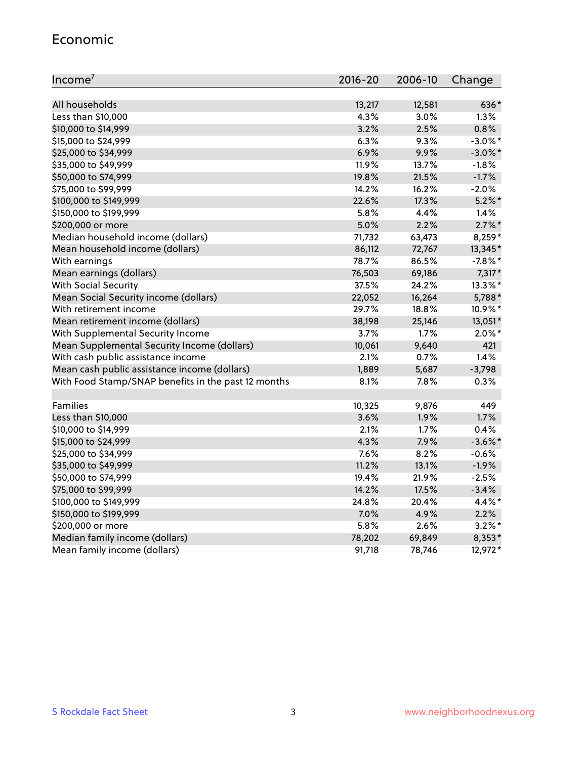## Economic

| Income[7] | 2016-20 | 2006-10 | Change |
|---|---|---|---|
| All households | 13,217 | 12,581 | 636* |
| Less than $10,000 | 4.3% | 3.0% | 1.3% |
| $10,000 to $14,999 | 3.2% | 2.5% | 0.8% |
| $15,000 to $24,999 | 6.3% | 9.3% | -3.0%* |
| $25,000 to $34,999 | 6.9% | 9.9% | -3.0%* |
| $35,000 to $49,999 | 11.9% | 13.7% | -1.8% |
| $50,000 to $74,999 | 19.8% | 21.5% | -1.7% |
| $75,000 to $99,999 | 14.2% | 16.2% | -2.0% |
| $100,000 to $149,999 | 22.6% | 17.3% | 5.2%* |
| $150,000 to $199,999 | 5.8% | 4.4% | 1.4% |
| $200,000 or more | 5.0% | 2.2% | 2.7%* |
| Median household income (dollars) | 71,732 | 63,473 | 8,259* |
| Mean household income (dollars) | 86,112 | 72,767 | 13,345* |
| With earnings | 78.7% | 86.5% | -7.8%* |
| Mean earnings (dollars) | 76,503 | 69,186 | 7,317* |
| With Social Security | 37.5% | 24.2% | 13.3%* |
| Mean Social Security income (dollars) | 22,052 | 16,264 | 5,788* |
| With retirement income | 29.7% | 18.8% | 10.9%* |
| Mean retirement income (dollars) | 38,198 | 25,146 | 13,051* |
| With Supplemental Security Income | 3.7% | 1.7% | 2.0%* |
| Mean Supplemental Security Income (dollars) | 10,061 | 9,640 | 421 |
| With cash public assistance income | 2.1% | 0.7% | 1.4% |
| Mean cash public assistance income (dollars) | 1,889 | 5,687 | -3,798 |
| With Food Stamp/SNAP benefits in the past 12 months | 8.1% | 7.8% | 0.3% |
| | | | |
| Families | 10,325 | 9,876 | 449 |
| Less than $10,000 | 3.6% | 1.9% | 1.7% |
| $10,000 to $14,999 | 2.1% | 1.7% | 0.4% |
| $15,000 to $24,999 | 4.3% | 7.9% | -3.6%* |
| $25,000 to $34,999 | 7.6% | 8.2% | -0.6% |
| $35,000 to $49,999 | 11.2% | 13.1% | -1.9% |
| $50,000 to $74,999 | 19.4% | 21.9% | -2.5% |
| $75,000 to $99,999 | 14.2% | 17.5% | -3.4% |
| $100,000 to $149,999 | 24.8% | 20.4% | 4.4%* |
| $150,000 to $199,999 | 7.0% | 4.9% | 2.2% |
| $200,000 or more | 5.8% | 2.6% | 3.2%* |
| Median family income (dollars) | 78,202 | 69,849 | 8,353* |
| Mean family income (dollars) | 91,718 | 78,746 | 12,972* |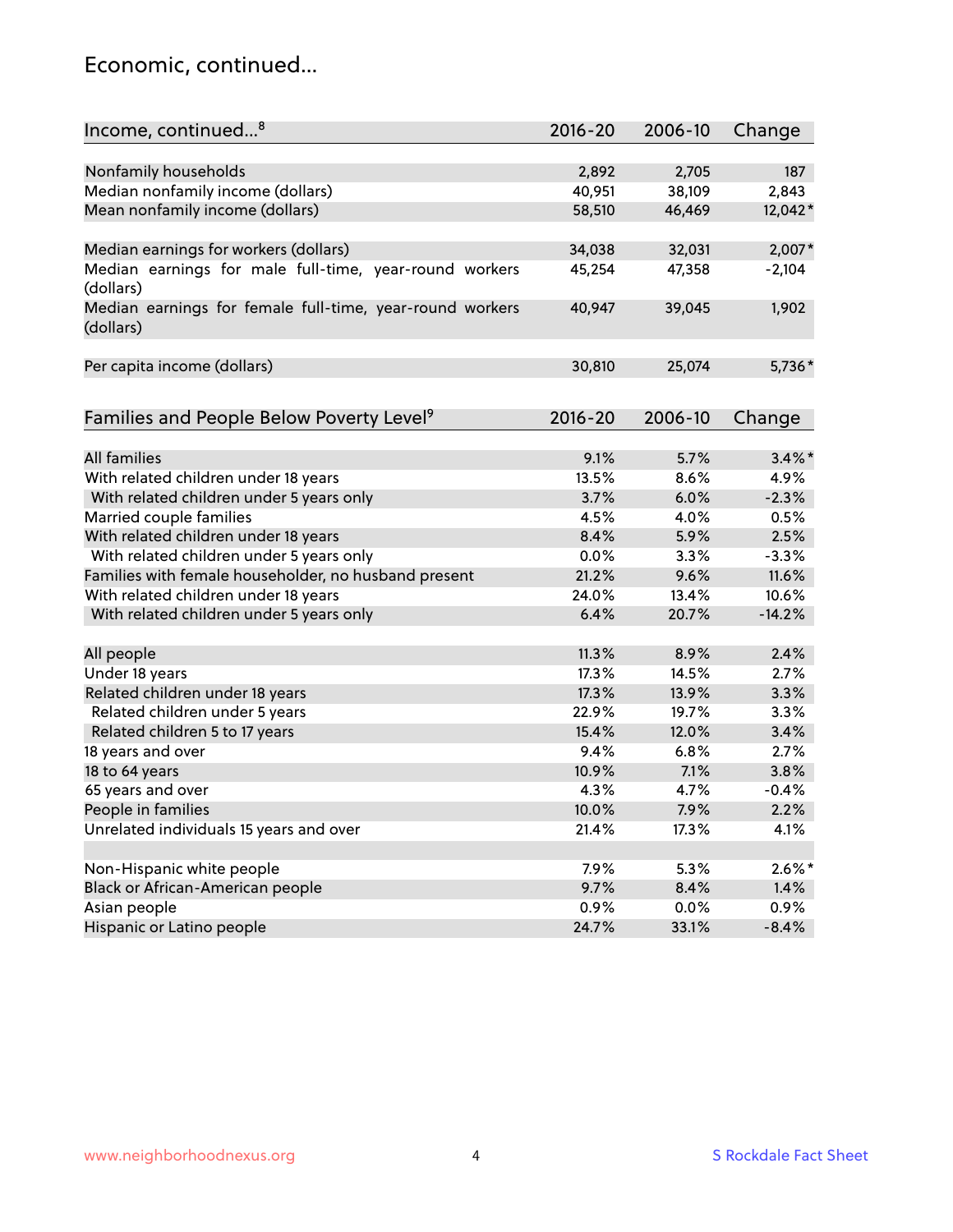## Economic, continued...

| Income, continued...[8] | 2016-20 | 2006-10 | Change |
|---|---|---|---|
| Nonfamily households | 2,892 | 2,705 | 187 |
| Median nonfamily income (dollars) | 40,951 | 38,109 | 2,843 |
| Mean nonfamily income (dollars) | 58,510 | 46,469 | 12,042* |
| Median earnings for workers (dollars) | 34,038 | 32,031 | 2,007* |
| Median earnings for male full-time, year-round workers (dollars) | 45,254 | 47,358 | -2,104 |
| Median earnings for female full-time, year-round workers (dollars) | 40,947 | 39,045 | 1,902 |
| Per capita income (dollars) | 30,810 | 25,074 | 5,736* |

| Families and People Below Poverty Level[9] | 2016-20 | 2006-10 | Change |
|---|---|---|---|
| All families | 9.1% | 5.7% | 3.4%* |
| With related children under 18 years | 13.5% | 8.6% | 4.9% |
| With related children under 5 years only | 3.7% | 6.0% | -2.3% |
| Married couple families | 4.5% | 4.0% | 0.5% |
| With related children under 18 years | 8.4% | 5.9% | 2.5% |
| With related children under 5 years only | 0.0% | 3.3% | -3.3% |
| Families with female householder, no husband present | 21.2% | 9.6% | 11.6% |
| With related children under 18 years | 24.0% | 13.4% | 10.6% |
| With related children under 5 years only | 6.4% | 20.7% | -14.2% |
| All people | 11.3% | 8.9% | 2.4% |
| Under 18 years | 17.3% | 14.5% | 2.7% |
| Related children under 18 years | 17.3% | 13.9% | 3.3% |
| Related children under 5 years | 22.9% | 19.7% | 3.3% |
| Related children 5 to 17 years | 15.4% | 12.0% | 3.4% |
| 18 years and over | 9.4% | 6.8% | 2.7% |
| 18 to 64 years | 10.9% | 7.1% | 3.8% |
| 65 years and over | 4.3% | 4.7% | -0.4% |
| People in families | 10.0% | 7.9% | 2.2% |
| Unrelated individuals 15 years and over | 21.4% | 17.3% | 4.1% |
| Non-Hispanic white people | 7.9% | 5.3% | 2.6%* |
| Black or African-American people | 9.7% | 8.4% | 1.4% |
| Asian people | 0.9% | 0.0% | 0.9% |
| Hispanic or Latino people | 24.7% | 33.1% | -8.4% |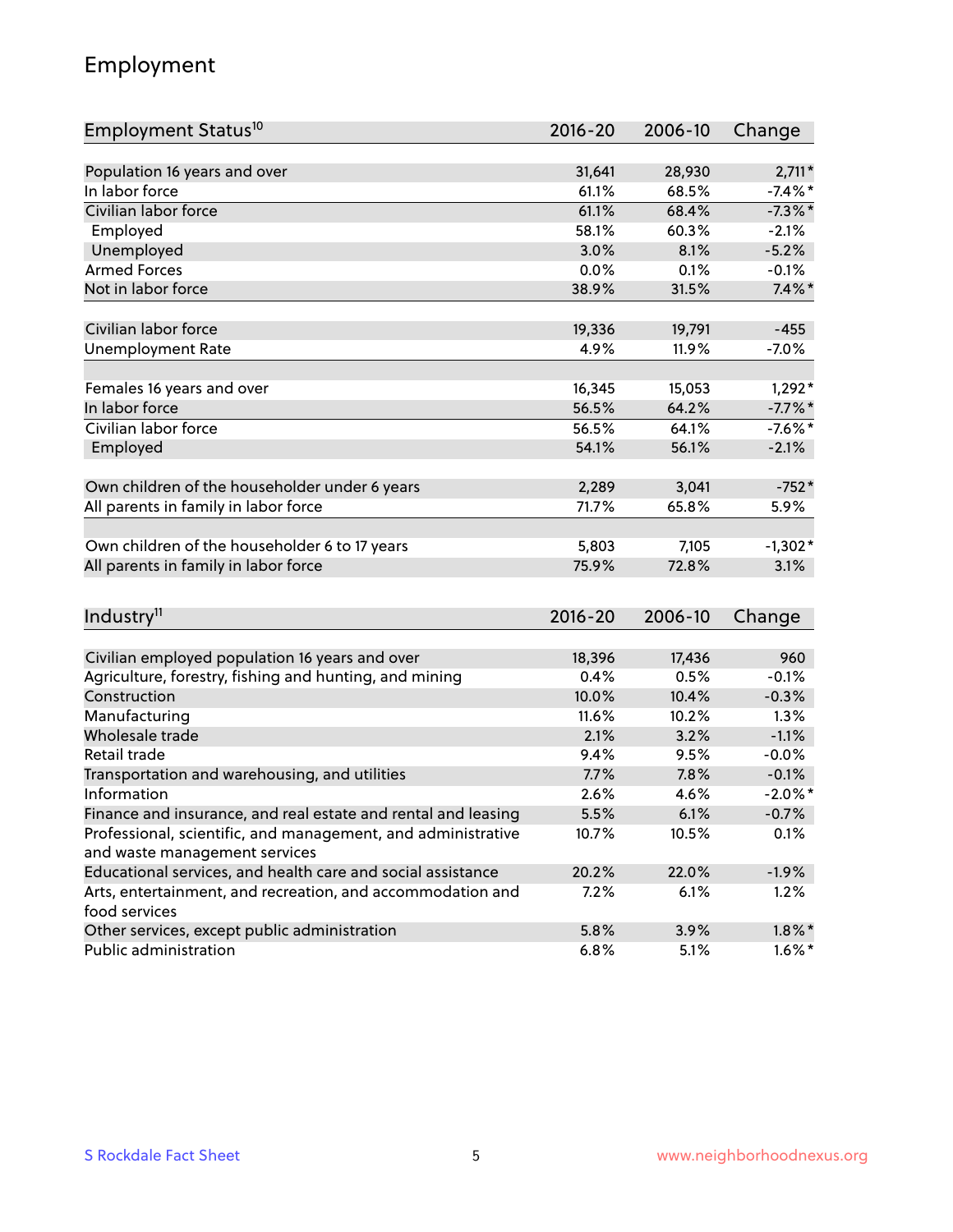## Employment

| Employment Status[10] | 2016-20 | 2006-10 | Change |
|---|---|---|---|
| Population 16 years and over | 31,641 | 28,930 | 2,711* |
| In labor force | 61.1% | 68.5% | -7.4%* |
| Civilian labor force | 61.1% | 68.4% | -7.3%* |
| Employed | 58.1% | 60.3% | -2.1% |
| Unemployed | 3.0% | 8.1% | -5.2% |
| Armed Forces | 0.0% | 0.1% | -0.1% |
| Not in labor force | 38.9% | 31.5% | 7.4%* |
| | | | |
| Civilian labor force | 19,336 | 19,791 | -455 |
| Unemployment Rate | 4.9% | 11.9% | -7.0% |
| | | | |
| Females 16 years and over | 16,345 | 15,053 | 1,292* |
| In labor force | 56.5% | 64.2% | -7.7%* |
| Civilian labor force | 56.5% | 64.1% | -7.6%* |
| Employed | 54.1% | 56.1% | -2.1% |
| | | | |
| Own children of the householder under 6 years | 2,289 | 3,041 | -752* |
| All parents in family in labor force | 71.7% | 65.8% | 5.9% |
| | | | |
| Own children of the householder 6 to 17 years | 5,803 | 7,105 | -1,302* |
| All parents in family in labor force | 75.9% | 72.8% | 3.1% |

| Industry[11] | 2016-20 | 2006-10 | Change |
|---|---|---|---|
| Civilian employed population 16 years and over | 18,396 | 17,436 | 960 |
| Agriculture, forestry, fishing and hunting, and mining | 0.4% | 0.5% | -0.1% |
| Construction | 10.0% | 10.4% | -0.3% |
| Manufacturing | 11.6% | 10.2% | 1.3% |
| Wholesale trade | 2.1% | 3.2% | -1.1% |
| Retail trade | 9.4% | 9.5% | -0.0% |
| Transportation and warehousing, and utilities | 7.7% | 7.8% | -0.1% |
| Information | 2.6% | 4.6% | -2.0%* |
| Finance and insurance, and real estate and rental and leasing | 5.5% | 6.1% | -0.7% |
| Professional, scientific, and management, and administrative and waste management services | 10.7% | 10.5% | 0.1% |
| Educational services, and health care and social assistance | 20.2% | 22.0% | -1.9% |
| Arts, entertainment, and recreation, and accommodation and food services | 7.2% | 6.1% | 1.2% |
| Other services, except public administration | 5.8% | 3.9% | 1.8%* |
| Public administration | 6.8% | 5.1% | 1.6%* |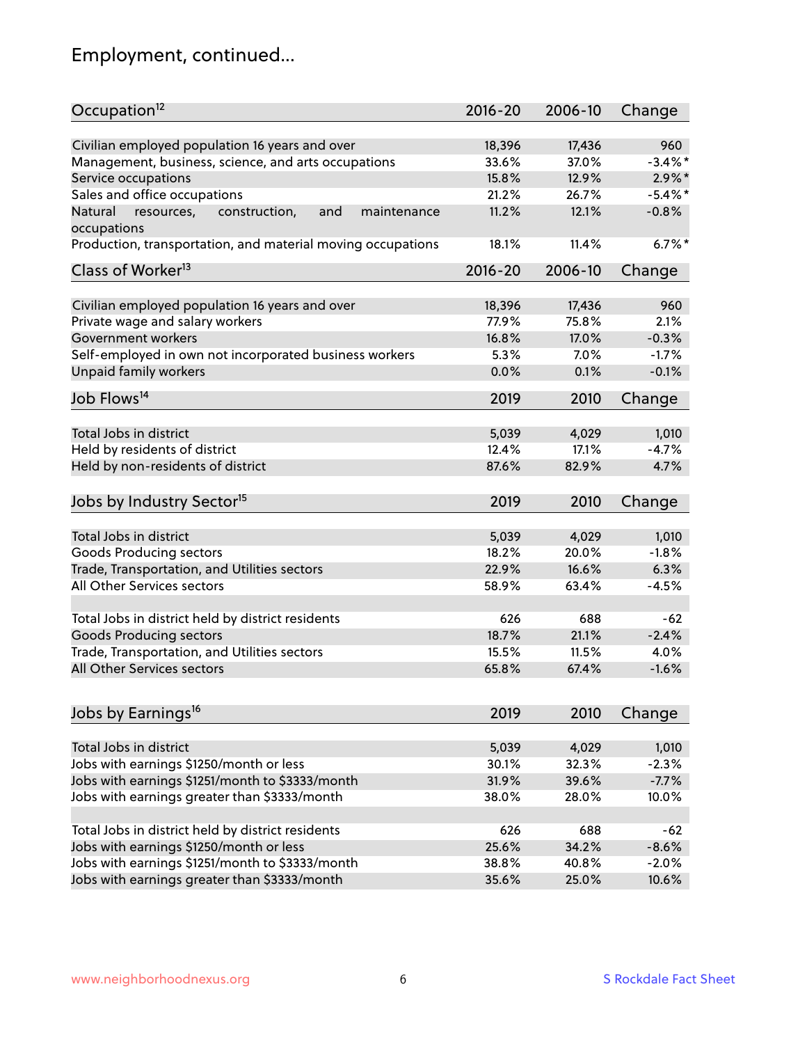## Employment, continued...

| Occupation[12] | 2016-20 | 2006-10 | Change |
|---|---|---|---|
| Civilian employed population 16 years and over | 18,396 | 17,436 | 960 |
| Management, business, science, and arts occupations | 33.6% | 37.0% | -3.4%* |
| Service occupations | 15.8% | 12.9% | 2.9%* |
| Sales and office occupations | 21.2% | 26.7% | -5.4%* |
| Natural resources, construction, and maintenance occupations | 11.2% | 12.1% | -0.8% |
| Production, transportation, and material moving occupations | 18.1% | 11.4% | 6.7%* |

| Class of Worker[13] | 2016-20 | 2006-10 | Change |
|---|---|---|---|
| Civilian employed population 16 years and over | 18,396 | 17,436 | 960 |
| Private wage and salary workers | 77.9% | 75.8% | 2.1% |
| Government workers | 16.8% | 17.0% | -0.3% |
| Self-employed in own not incorporated business workers | 5.3% | 7.0% | -1.7% |
| Unpaid family workers | 0.0% | 0.1% | -0.1% |

| Job Flows[14] | 2019 | 2010 | Change |
|---|---|---|---|
| Total Jobs in district | 5,039 | 4,029 | 1,010 |
| Held by residents of district | 12.4% | 17.1% | -4.7% |
| Held by non-residents of district | 87.6% | 82.9% | 4.7% |

| Jobs by Industry Sector[15] | 2019 | 2010 | Change |
|---|---|---|---|
| Total Jobs in district | 5,039 | 4,029 | 1,010 |
| Goods Producing sectors | 18.2% | 20.0% | -1.8% |
| Trade, Transportation, and Utilities sectors | 22.9% | 16.6% | 6.3% |
| All Other Services sectors | 58.9% | 63.4% | -4.5% |
| | | | |
| Total Jobs in district held by district residents | 626 | 688 | -62 |
| Goods Producing sectors | 18.7% | 21.1% | -2.4% |
| Trade, Transportation, and Utilities sectors | 15.5% | 11.5% | 4.0% |
| All Other Services sectors | 65.8% | 67.4% | -1.6% |

| Jobs by Earnings[16] | 2019 | 2010 | Change |
|---|---|---|---|
| Total Jobs in district | 5,039 | 4,029 | 1,010 |
| Jobs with earnings $1250/month or less | 30.1% | 32.3% | -2.3% |
| Jobs with earnings $1251/month to $3333/month | 31.9% | 39.6% | -7.7% |
| Jobs with earnings greater than $3333/month | 38.0% | 28.0% | 10.0% |
| | | | |
| Total Jobs in district held by district residents | 626 | 688 | -62 |
| Jobs with earnings $1250/month or less | 25.6% | 34.2% | -8.6% |
| Jobs with earnings $1251/month to $3333/month | 38.8% | 40.8% | -2.0% |
| Jobs with earnings greater than $3333/month | 35.6% | 25.0% | 10.6% |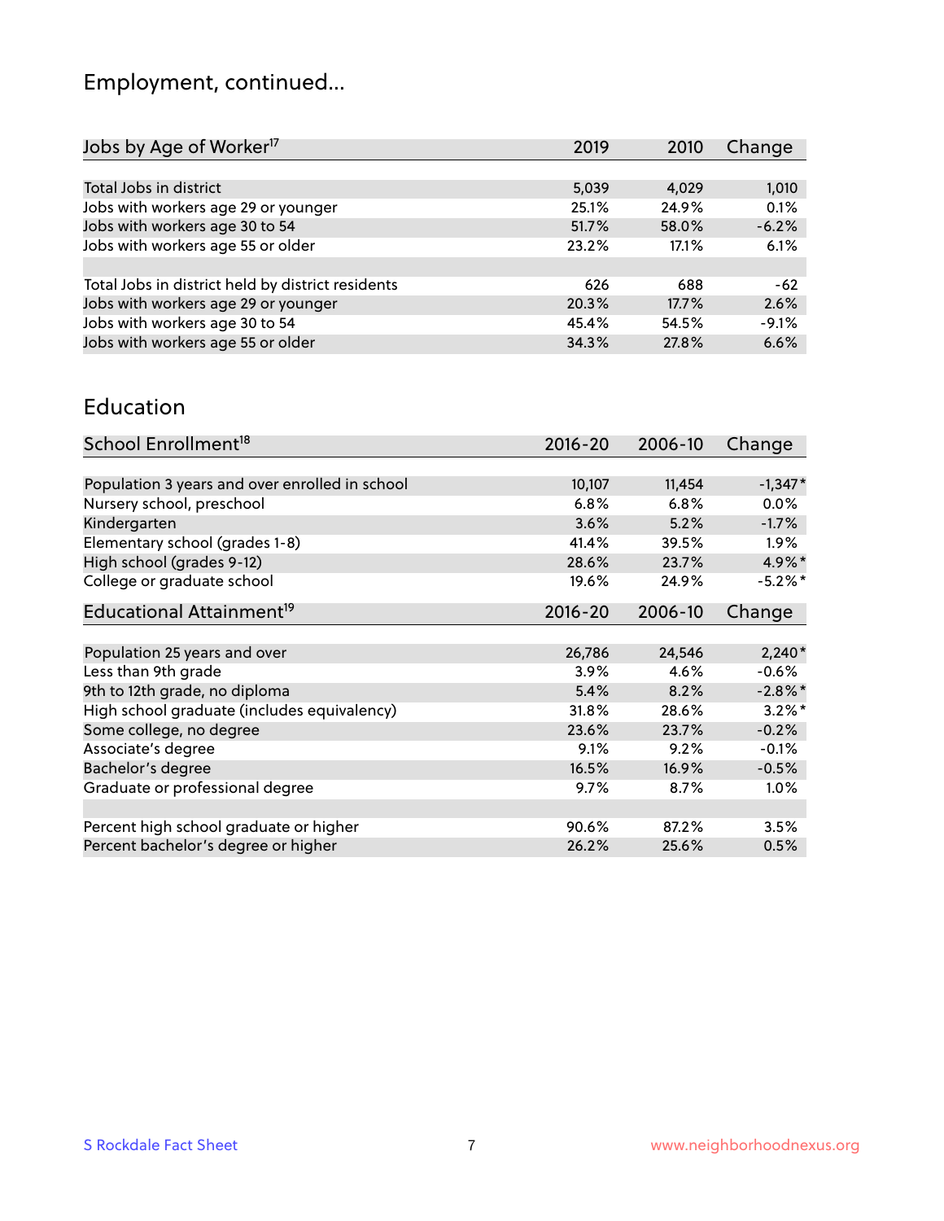# Employment, continued...

| Jobs by Age of Worker[17] | 2019 | 2010 | Change |
|---|---|---|---|
| Total Jobs in district | 5,039 | 4,029 | 1,010 |
| Jobs with workers age 29 or younger | 25.1% | 24.9% | 0.1% |
| Jobs with workers age 30 to 54 | 51.7% | 58.0% | -6.2% |
| Jobs with workers age 55 or older | 23.2% | 17.1% | 6.1% |
| | | | |
| Total Jobs in district held by district residents | 626 | 688 | -62 |
| Jobs with workers age 29 or younger | 20.3% | 17.7% | 2.6% |
| Jobs with workers age 30 to 54 | 45.4% | 54.5% | -9.1% |
| Jobs with workers age 55 or older | 34.3% | 27.8% | 6.6% |

## Education

| School Enrollment[18] | 2016-20 | 2006-10 | Change |
|---|---|---|---|
| Population 3 years and over enrolled in school | 10,107 | 11,454 | -1,347* |
| Nursery school, preschool | 6.8% | 6.8% | 0.0% |
| Kindergarten | 3.6% | 5.2% | -1.7% |
| Elementary school (grades 1-8) | 41.4% | 39.5% | 1.9% |
| High school (grades 9-12) | 28.6% | 23.7% | 4.9%* |
| College or graduate school | 19.6% | 24.9% | -5.2%* |

| Educational Attainment[19] | 2016-20 | 2006-10 | Change |
|---|---|---|---|
| Population 25 years and over | 26,786 | 24,546 | 2,240* |
| Less than 9th grade | 3.9% | 4.6% | -0.6% |
| 9th to 12th grade, no diploma | 5.4% | 8.2% | -2.8%* |
| High school graduate (includes equivalency) | 31.8% | 28.6% | 3.2%* |
| Some college, no degree | 23.6% | 23.7% | -0.2% |
| Associate's degree | 9.1% | 9.2% | -0.1% |
| Bachelor's degree | 16.5% | 16.9% | -0.5% |
| Graduate or professional degree | 9.7% | 8.7% | 1.0% |
| | | | |
| Percent high school graduate or higher | 90.6% | 87.2% | 3.5% |
| Percent bachelor's degree or higher | 26.2% | 25.6% | 0.5% |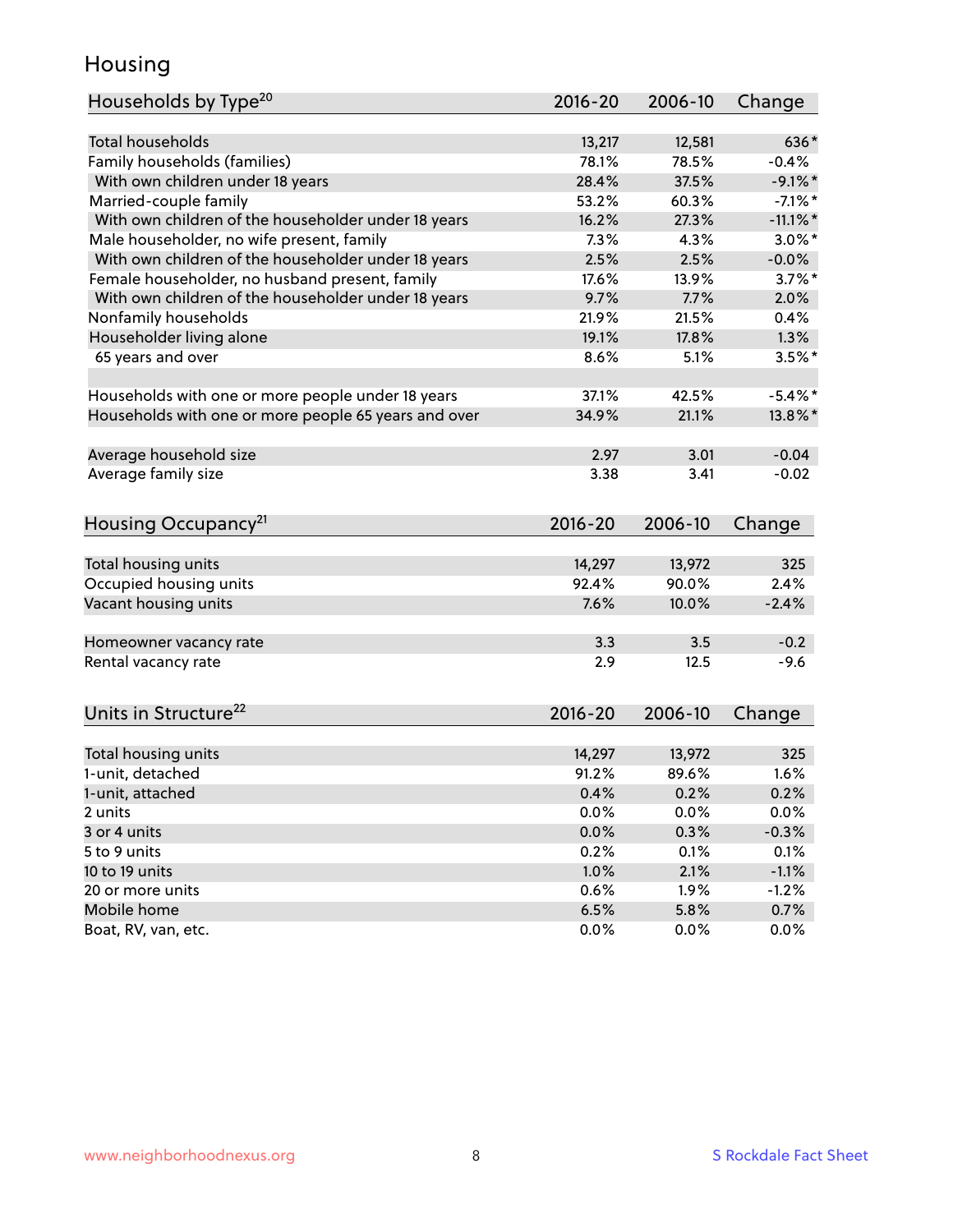# Housing

| Households by Type[20] | 2016-20 | 2006-10 | Change |
|---|---|---|---|
| Total households | 13,217 | 12,581 | 636* |
| Family households (families) | 78.1% | 78.5% | -0.4% |
| With own children under 18 years | 28.4% | 37.5% | -9.1%* |
| Married-couple family | 53.2% | 60.3% | -7.1%* |
| With own children of the householder under 18 years | 16.2% | 27.3% | -11.1%* |
| Male householder, no wife present, family | 7.3% | 4.3% | 3.0%* |
| With own children of the householder under 18 years | 2.5% | 2.5% | -0.0% |
| Female householder, no husband present, family | 17.6% | 13.9% | 3.7%* |
| With own children of the householder under 18 years | 9.7% | 7.7% | 2.0% |
| Nonfamily households | 21.9% | 21.5% | 0.4% |
| Householder living alone | 19.1% | 17.8% | 1.3% |
| 65 years and over | 8.6% | 5.1% | 3.5%* |
| Households with one or more people under 18 years | 37.1% | 42.5% | -5.4%* |
| Households with one or more people 65 years and over | 34.9% | 21.1% | 13.8%* |
| Average household size | 2.97 | 3.01 | -0.04 |
| Average family size | 3.38 | 3.41 | -0.02 |

| Housing Occupancy[21] | 2016-20 | 2006-10 | Change |
|---|---|---|---|
| Total housing units | 14,297 | 13,972 | 325 |
| Occupied housing units | 92.4% | 90.0% | 2.4% |
| Vacant housing units | 7.6% | 10.0% | -2.4% |
| Homeowner vacancy rate | 3.3 | 3.5 | -0.2 |
| Rental vacancy rate | 2.9 | 12.5 | -9.6 |

| Units in Structure[22] | 2016-20 | 2006-10 | Change |
|---|---|---|---|
| Total housing units | 14,297 | 13,972 | 325 |
| 1-unit, detached | 91.2% | 89.6% | 1.6% |
| 1-unit, attached | 0.4% | 0.2% | 0.2% |
| 2 units | 0.0% | 0.0% | 0.0% |
| 3 or 4 units | 0.0% | 0.3% | -0.3% |
| 5 to 9 units | 0.2% | 0.1% | 0.1% |
| 10 to 19 units | 1.0% | 2.1% | -1.1% |
| 20 or more units | 0.6% | 1.9% | -1.2% |
| Mobile home | 6.5% | 5.8% | 0.7% |
| Boat, RV, van, etc. | 0.0% | 0.0% | 0.0% |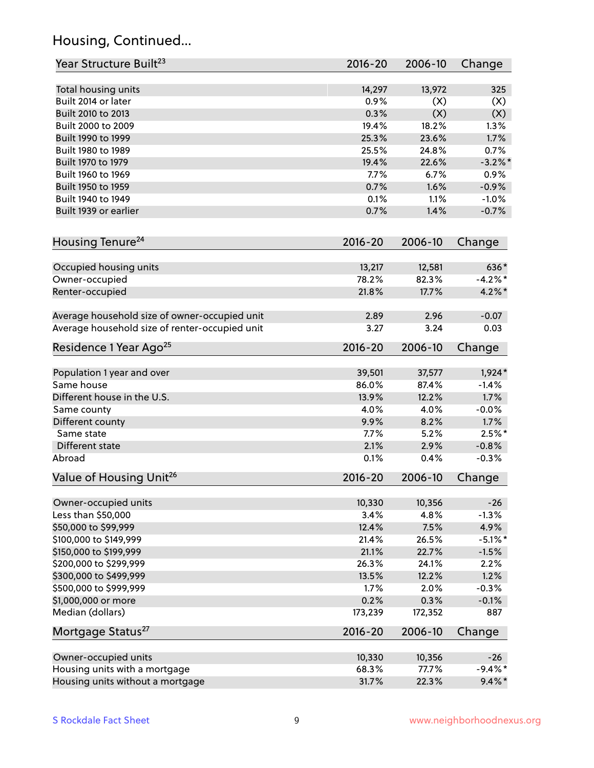## Housing, Continued...

| Year Structure Built[23] | 2016-20 | 2006-10 | Change |
|---|---|---|---|
| Total housing units | 14,297 | 13,972 | 325 |
| Built 2014 or later | 0.9% | (X) | (X) |
| Built 2010 to 2013 | 0.3% | (X) | (X) |
| Built 2000 to 2009 | 19.4% | 18.2% | 1.3% |
| Built 1990 to 1999 | 25.3% | 23.6% | 1.7% |
| Built 1980 to 1989 | 25.5% | 24.8% | 0.7% |
| Built 1970 to 1979 | 19.4% | 22.6% | -3.2%* |
| Built 1960 to 1969 | 7.7% | 6.7% | 0.9% |
| Built 1950 to 1959 | 0.7% | 1.6% | -0.9% |
| Built 1940 to 1949 | 0.1% | 1.1% | -1.0% |
| Built 1939 or earlier | 0.7% | 1.4% | -0.7% |

| Housing Tenure[24] | 2016-20 | 2006-10 | Change |
|---|---|---|---|
| Occupied housing units | 13,217 | 12,581 | 636* |
| Owner-occupied | 78.2% | 82.3% | -4.2%* |
| Renter-occupied | 21.8% | 17.7% | 4.2%* |
| Average household size of owner-occupied unit | 2.89 | 2.96 | -0.07 |
| Average household size of renter-occupied unit | 3.27 | 3.24 | 0.03 |

| Residence 1 Year Ago[25] | 2016-20 | 2006-10 | Change |
|---|---|---|---|
| Population 1 year and over | 39,501 | 37,577 | 1,924* |
| Same house | 86.0% | 87.4% | -1.4% |
| Different house in the U.S. | 13.9% | 12.2% | 1.7% |
| Same county | 4.0% | 4.0% | -0.0% |
| Different county | 9.9% | 8.2% | 1.7% |
| Same state | 7.7% | 5.2% | 2.5%* |
| Different state | 2.1% | 2.9% | -0.8% |
| Abroad | 0.1% | 0.4% | -0.3% |

| Value of Housing Unit[26] | 2016-20 | 2006-10 | Change |
|---|---|---|---|
| Owner-occupied units | 10,330 | 10,356 | -26 |
| Less than $50,000 | 3.4% | 4.8% | -1.3% |
| $50,000 to $99,999 | 12.4% | 7.5% | 4.9% |
| $100,000 to $149,999 | 21.4% | 26.5% | -5.1%* |
| $150,000 to $199,999 | 21.1% | 22.7% | -1.5% |
| $200,000 to $299,999 | 26.3% | 24.1% | 2.2% |
| $300,000 to $499,999 | 13.5% | 12.2% | 1.2% |
| $500,000 to $999,999 | 1.7% | 2.0% | -0.3% |
| $1,000,000 or more | 0.2% | 0.3% | -0.1% |
| Median (dollars) | 173,239 | 172,352 | 887 |

| Mortgage Status[27] | 2016-20 | 2006-10 | Change |
|---|---|---|---|
| Owner-occupied units | 10,330 | 10,356 | -26 |
| Housing units with a mortgage | 68.3% | 77.7% | -9.4%* |
| Housing units without a mortgage | 31.7% | 22.3% | 9.4%* |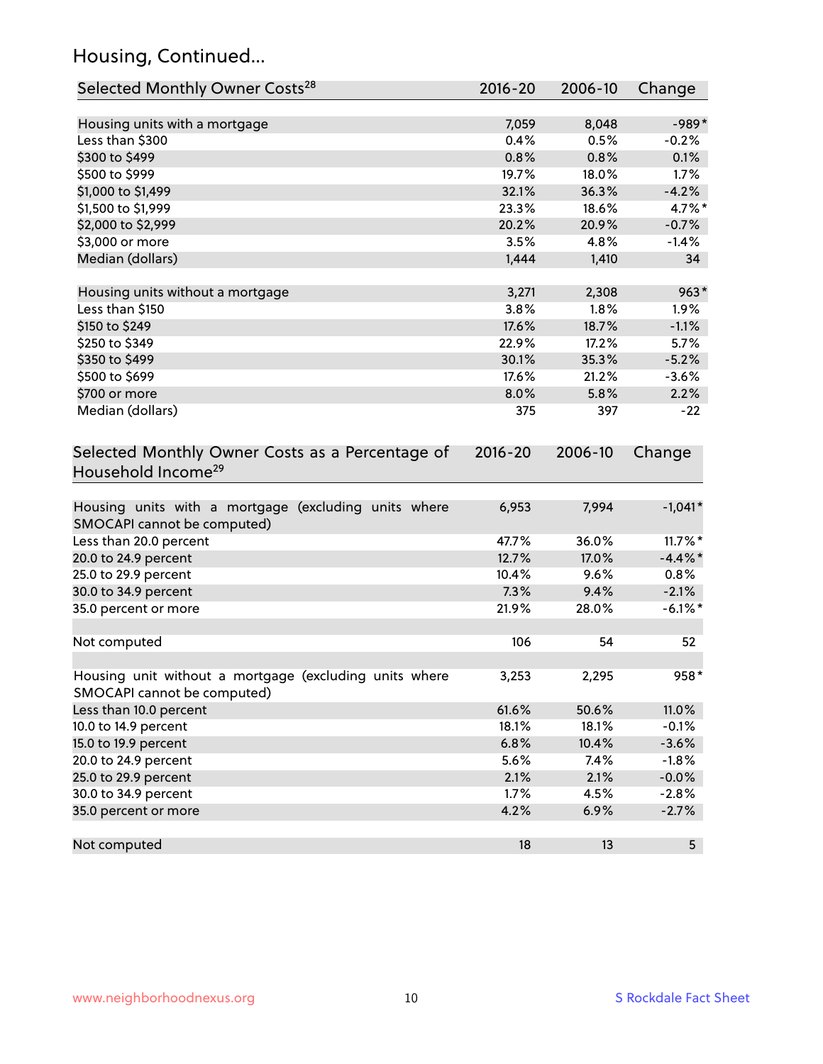## Housing, Continued...

| Selected Monthly Owner Costs[28] | 2016-20 | 2006-10 | Change |
|---|---|---|---|
| Housing units with a mortgage | 7,059 | 8,048 | -989* |
| Less than $300 | 0.4% | 0.5% | -0.2% |
| $300 to $499 | 0.8% | 0.8% | 0.1% |
| $500 to $999 | 19.7% | 18.0% | 1.7% |
| $1,000 to $1,499 | 32.1% | 36.3% | -4.2% |
| $1,500 to $1,999 | 23.3% | 18.6% | 4.7%* |
| $2,000 to $2,999 | 20.2% | 20.9% | -0.7% |
| $3,000 or more | 3.5% | 4.8% | -1.4% |
| Median (dollars) | 1,444 | 1,410 | 34 |
| Housing units without a mortgage | 3,271 | 2,308 | 963* |
| Less than $150 | 3.8% | 1.8% | 1.9% |
| $150 to $249 | 17.6% | 18.7% | -1.1% |
| $250 to $349 | 22.9% | 17.2% | 5.7% |
| $350 to $499 | 30.1% | 35.3% | -5.2% |
| $500 to $699 | 17.6% | 21.2% | -3.6% |
| $700 or more | 8.0% | 5.8% | 2.2% |
| Median (dollars) | 375 | 397 | -22 |

| Selected Monthly Owner Costs as a Percentage of Household Income[29] | 2016-20 | 2006-10 | Change |
|---|---|---|---|
| Housing units with a mortgage (excluding units where SMOCAPI cannot be computed) | 6,953 | 7,994 | -1,041* |
| Less than 20.0 percent | 47.7% | 36.0% | 11.7%* |
| 20.0 to 24.9 percent | 12.7% | 17.0% | -4.4%* |
| 25.0 to 29.9 percent | 10.4% | 9.6% | 0.8% |
| 30.0 to 34.9 percent | 7.3% | 9.4% | -2.1% |
| 35.0 percent or more | 21.9% | 28.0% | -6.1%* |
| Not computed | 106 | 54 | 52 |
| Housing unit without a mortgage (excluding units where SMOCAPI cannot be computed) | 3,253 | 2,295 | 958* |
| Less than 10.0 percent | 61.6% | 50.6% | 11.0% |
| 10.0 to 14.9 percent | 18.1% | 18.1% | -0.1% |
| 15.0 to 19.9 percent | 6.8% | 10.4% | -3.6% |
| 20.0 to 24.9 percent | 5.6% | 7.4% | -1.8% |
| 25.0 to 29.9 percent | 2.1% | 2.1% | -0.0% |
| 30.0 to 34.9 percent | 1.7% | 4.5% | -2.8% |
| 35.0 percent or more | 4.2% | 6.9% | -2.7% |
| Not computed | 18 | 13 | 5 |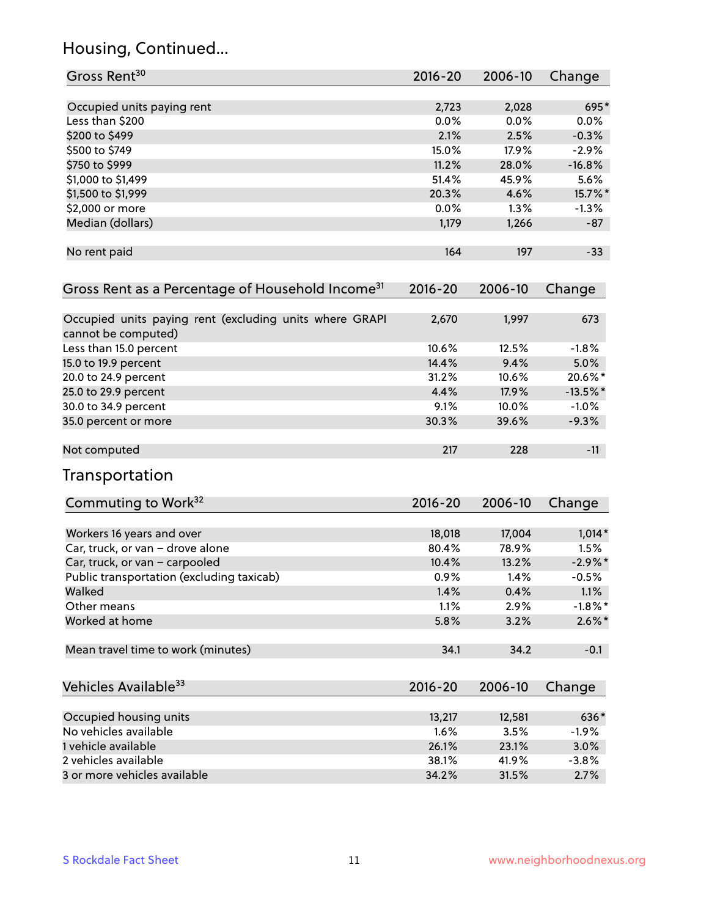## Housing, Continued...

| Gross Rent[30] | 2016-20 | 2006-10 | Change |
|---|---|---|---|
| Occupied units paying rent | 2,723 | 2,028 | 695* |
| Less than $200 | 0.0% | 0.0% | 0.0% |
| $200 to $499 | 2.1% | 2.5% | -0.3% |
| $500 to $749 | 15.0% | 17.9% | -2.9% |
| $750 to $999 | 11.2% | 28.0% | -16.8% |
| $1,000 to $1,499 | 51.4% | 45.9% | 5.6% |
| $1,500 to $1,999 | 20.3% | 4.6% | 15.7%* |
| $2,000 or more | 0.0% | 1.3% | -1.3% |
| Median (dollars) | 1,179 | 1,266 | -87 |
| No rent paid | 164 | 197 | -33 |

| Gross Rent as a Percentage of Household Income[31] | 2016-20 | 2006-10 | Change |
|---|---|---|---|
| Occupied units paying rent (excluding units where GRAPI cannot be computed) | 2,670 | 1,997 | 673 |
| Less than 15.0 percent | 10.6% | 12.5% | -1.8% |
| 15.0 to 19.9 percent | 14.4% | 9.4% | 5.0% |
| 20.0 to 24.9 percent | 31.2% | 10.6% | 20.6%* |
| 25.0 to 29.9 percent | 4.4% | 17.9% | -13.5%* |
| 30.0 to 34.9 percent | 9.1% | 10.0% | -1.0% |
| 35.0 percent or more | 30.3% | 39.6% | -9.3% |
| Not computed | 217 | 228 | -11 |

## Transportation

| Commuting to Work[32] | 2016-20 | 2006-10 | Change |
|---|---|---|---|
| Workers 16 years and over | 18,018 | 17,004 | 1,014* |
| Car, truck, or van – drove alone | 80.4% | 78.9% | 1.5% |
| Car, truck, or van – carpooled | 10.4% | 13.2% | -2.9%* |
| Public transportation (excluding taxicab) | 0.9% | 1.4% | -0.5% |
| Walked | 1.4% | 0.4% | 1.1% |
| Other means | 1.1% | 2.9% | -1.8%* |
| Worked at home | 5.8% | 3.2% | 2.6%* |
| Mean travel time to work (minutes) | 34.1 | 34.2 | -0.1 |

| Vehicles Available[33] | 2016-20 | 2006-10 | Change |
|---|---|---|---|
| Occupied housing units | 13,217 | 12,581 | 636* |
| No vehicles available | 1.6% | 3.5% | -1.9% |
| 1 vehicle available | 26.1% | 23.1% | 3.0% |
| 2 vehicles available | 38.1% | 41.9% | -3.8% |
| 3 or more vehicles available | 34.2% | 31.5% | 2.7% |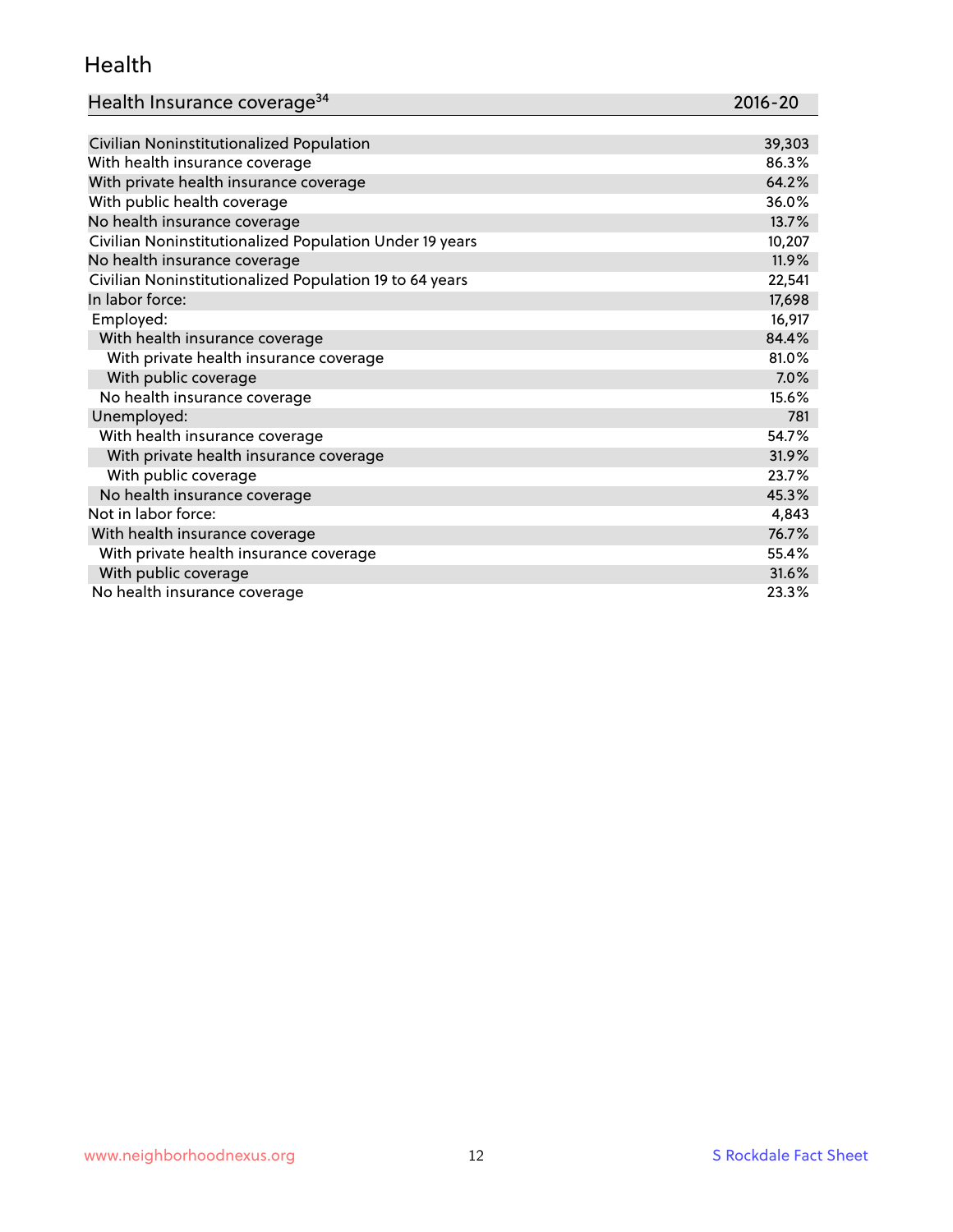## Health

| Health Insurance coverage[34] | 2016-20 |
|---|---|
| Civilian Noninstitutionalized Population | 39,303 |
| With health insurance coverage | 86.3% |
| With private health insurance coverage | 64.2% |
| With public health coverage | 36.0% |
| No health insurance coverage | 13.7% |
| Civilian Noninstitutionalized Population Under 19 years | 10,207 |
| No health insurance coverage | 11.9% |
| Civilian Noninstitutionalized Population 19 to 64 years | 22,541 |
| In labor force: | 17,698 |
| Employed: | 16,917 |
| With health insurance coverage | 84.4% |
| With private health insurance coverage | 81.0% |
| With public coverage | 7.0% |
| No health insurance coverage | 15.6% |
| Unemployed: | 781 |
| With health insurance coverage | 54.7% |
| With private health insurance coverage | 31.9% |
| With public coverage | 23.7% |
| No health insurance coverage | 45.3% |
| Not in labor force: | 4,843 |
| With health insurance coverage | 76.7% |
| With private health insurance coverage | 55.4% |
| With public coverage | 31.6% |
| No health insurance coverage | 23.3% |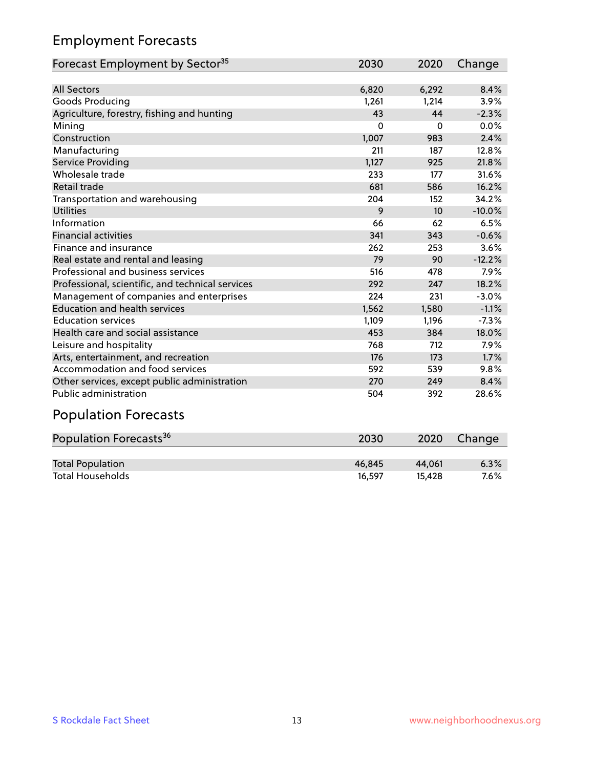## Employment Forecasts

| Forecast Employment by Sector[35] | 2030 | 2020 | Change |
|---|---|---|---|
| All Sectors | 6,820 | 6,292 | 8.4% |
| Goods Producing | 1,261 | 1,214 | 3.9% |
| Agriculture, forestry, fishing and hunting | 43 | 44 | -2.3% |
| Mining | 0 | 0 | 0.0% |
| Construction | 1,007 | 983 | 2.4% |
| Manufacturing | 211 | 187 | 12.8% |
| Service Providing | 1,127 | 925 | 21.8% |
| Wholesale trade | 233 | 177 | 31.6% |
| Retail trade | 681 | 586 | 16.2% |
| Transportation and warehousing | 204 | 152 | 34.2% |
| Utilities | 9 | 10 | -10.0% |
| Information | 66 | 62 | 6.5% |
| Financial activities | 341 | 343 | -0.6% |
| Finance and insurance | 262 | 253 | 3.6% |
| Real estate and rental and leasing | 79 | 90 | -12.2% |
| Professional and business services | 516 | 478 | 7.9% |
| Professional, scientific, and technical services | 292 | 247 | 18.2% |
| Management of companies and enterprises | 224 | 231 | -3.0% |
| Education and health services | 1,562 | 1,580 | -1.1% |
| Education services | 1,109 | 1,196 | -7.3% |
| Health care and social assistance | 453 | 384 | 18.0% |
| Leisure and hospitality | 768 | 712 | 7.9% |
| Arts, entertainment, and recreation | 176 | 173 | 1.7% |
| Accommodation and food services | 592 | 539 | 9.8% |
| Other services, except public administration | 270 | 249 | 8.4% |
| Public administration | 504 | 392 | 28.6% |

## Population Forecasts

| Population Forecasts[36] | 2030 | 2020 | Change |
|---|---|---|---|
| Total Population | 46,845 | 44,061 | 6.3% |
| Total Households | 16,597 | 15,428 | 7.6% |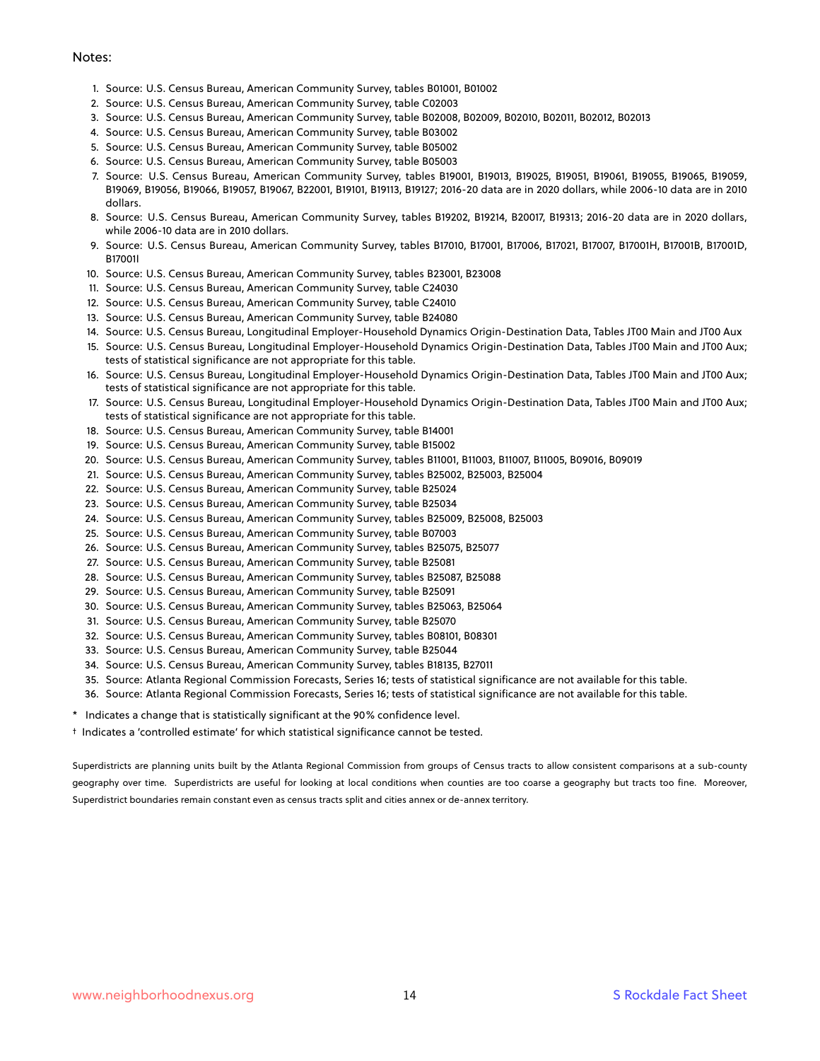Notes:

1. Source: U.S. Census Bureau, American Community Survey, tables B01001, B01002
2. Source: U.S. Census Bureau, American Community Survey, table C02003
3. Source: U.S. Census Bureau, American Community Survey, table B02008, B02009, B02010, B02011, B02012, B02013
4. Source: U.S. Census Bureau, American Community Survey, table B03002
5. Source: U.S. Census Bureau, American Community Survey, table B05002
6. Source: U.S. Census Bureau, American Community Survey, table B05003
7. Source: U.S. Census Bureau, American Community Survey, tables B19001, B19013, B19025, B19051, B19061, B19055, B19065, B19059, B19069, B19056, B19066, B19057, B19067, B22001, B19101, B19113, B19127; 2016-20 data are in 2020 dollars, while 2006-10 data are in 2010 dollars.
8. Source: U.S. Census Bureau, American Community Survey, tables B19202, B19214, B20017, B19313; 2016-20 data are in 2020 dollars, while 2006-10 data are in 2010 dollars.
9. Source: U.S. Census Bureau, American Community Survey, tables B17010, B17001, B17006, B17021, B17007, B17001H, B17001B, B17001D, B17001I
10. Source: U.S. Census Bureau, American Community Survey, tables B23001, B23008
11. Source: U.S. Census Bureau, American Community Survey, table C24030
12. Source: U.S. Census Bureau, American Community Survey, table C24010
13. Source: U.S. Census Bureau, American Community Survey, table B24080
14. Source: U.S. Census Bureau, Longitudinal Employer-Household Dynamics Origin-Destination Data, Tables JT00 Main and JT00 Aux
15. Source: U.S. Census Bureau, Longitudinal Employer-Household Dynamics Origin-Destination Data, Tables JT00 Main and JT00 Aux; tests of statistical significance are not appropriate for this table.
16. Source: U.S. Census Bureau, Longitudinal Employer-Household Dynamics Origin-Destination Data, Tables JT00 Main and JT00 Aux; tests of statistical significance are not appropriate for this table.
17. Source: U.S. Census Bureau, Longitudinal Employer-Household Dynamics Origin-Destination Data, Tables JT00 Main and JT00 Aux; tests of statistical significance are not appropriate for this table.
18. Source: U.S. Census Bureau, American Community Survey, table B14001
19. Source: U.S. Census Bureau, American Community Survey, table B15002
20. Source: U.S. Census Bureau, American Community Survey, tables B11001, B11003, B11007, B11005, B09016, B09019
21. Source: U.S. Census Bureau, American Community Survey, tables B25002, B25003, B25004
22. Source: U.S. Census Bureau, American Community Survey, table B25024
23. Source: U.S. Census Bureau, American Community Survey, table B25034
24. Source: U.S. Census Bureau, American Community Survey, tables B25009, B25008, B25003
25. Source: U.S. Census Bureau, American Community Survey, table B07003
26. Source: U.S. Census Bureau, American Community Survey, tables B25075, B25077
27. Source: U.S. Census Bureau, American Community Survey, table B25081
28. Source: U.S. Census Bureau, American Community Survey, tables B25087, B25088
29. Source: U.S. Census Bureau, American Community Survey, table B25091
30. Source: U.S. Census Bureau, American Community Survey, tables B25063, B25064
31. Source: U.S. Census Bureau, American Community Survey, table B25070
32. Source: U.S. Census Bureau, American Community Survey, tables B08101, B08301
33. Source: U.S. Census Bureau, American Community Survey, table B25044
34. Source: U.S. Census Bureau, American Community Survey, tables B18135, B27011
35. Source: Atlanta Regional Commission Forecasts, Series 16; tests of statistical significance are not available for this table.
36. Source: Atlanta Regional Commission Forecasts, Series 16; tests of statistical significance are not available for this table.

\* Indicates a change that is statistically significant at the 90% confidence level.

† Indicates a 'controlled estimate' for which statistical significance cannot be tested.

Superdistricts are planning units built by the Atlanta Regional Commission from groups of Census tracts to allow consistent comparisons at a sub-county geography over time. Superdistricts are useful for looking at local conditions when counties are too coarse a geography but tracts too fine. Moreover, Superdistrict boundaries remain constant even as census tracts split and cities annex or de-annex territory.